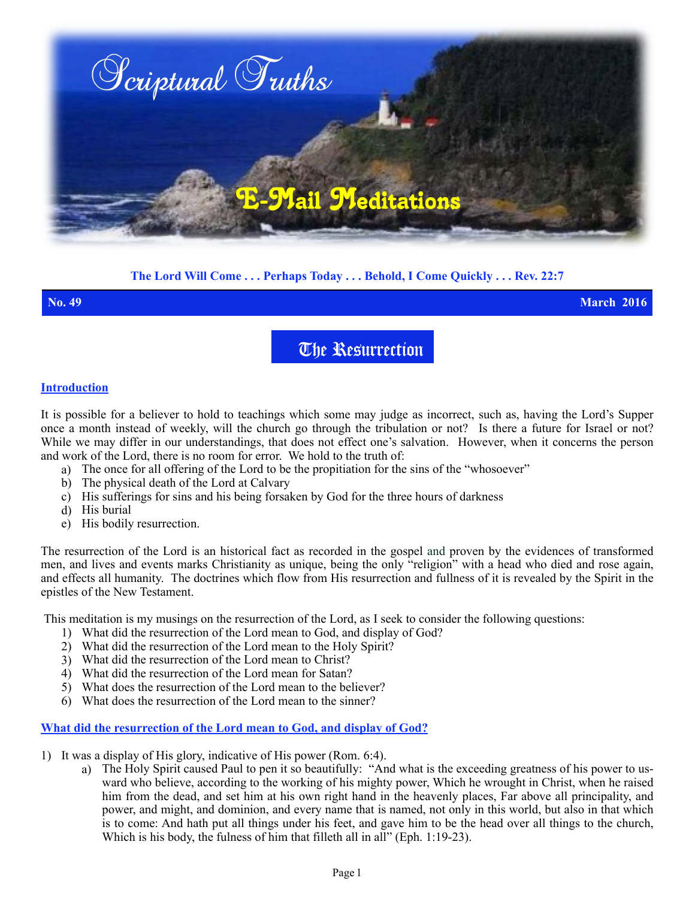# Scriptural Truths

## E-Mail Meditations

**The Lord Will Come . . . Perhaps Today . . . Behold, I Come Quickly . . . Rev. 22:7**

**No. 49** **March 2016**

# The Resurrection

## Introduction

It is possible for a believer to hold to teachings which some may judge as incorrect, such as, having the Lord's Supper once a month instead of weekly, will the church go through the tribulation or not? Is there a future for Israel or not? While we may differ in our understandings, that does not effect one's salvation. However, when it concerns the person and work of the Lord, there is no room for error. We hold to the truth of:

a) The once for all offering of the Lord to be the propitiation for the sins of the "whosoever"
b) The physical death of the Lord at Calvary
c) His sufferings for sins and his being forsaken by God for the three hours of darkness
d) His burial
e) His bodily resurrection.

The resurrection of the Lord is an historical fact as recorded in the gospel and proven by the evidences of transformed men, and lives and events marks Christianity as unique, being the only "religion" with a head who died and rose again, and effects all humanity. The doctrines which flow from His resurrection and fullness of it is revealed by the Spirit in the epistles of the New Testament.

This meditation is my musings on the resurrection of the Lord, as I seek to consider the following questions:

1) What did the resurrection of the Lord mean to God, and display of God?
2) What did the resurrection of the Lord mean to the Holy Spirit?
3) What did the resurrection of the Lord mean to Christ?
4) What did the resurrection of the Lord mean for Satan?
5) What does the resurrection of the Lord mean to the believer?
6) What does the resurrection of the Lord mean to the sinner?

## What did the resurrection of the Lord mean to God, and display of God?

1) It was a display of His glory, indicative of His power (Rom. 6:4).
   a) The Holy Spirit caused Paul to pen it so beautifully: "And what is the exceeding greatness of his power to usward who believe, according to the working of his mighty power, Which he wrought in Christ, when he raised him from the dead, and set him at his own right hand in the heavenly places, Far above all principality, and power, and might, and dominion, and every name that is named, not only in this world, but also in that which is to come: And hath put all things under his feet, and gave him to be the head over all things to the church, Which is his body, the fulness of him that filleth all in all" (Eph. 1:19-23).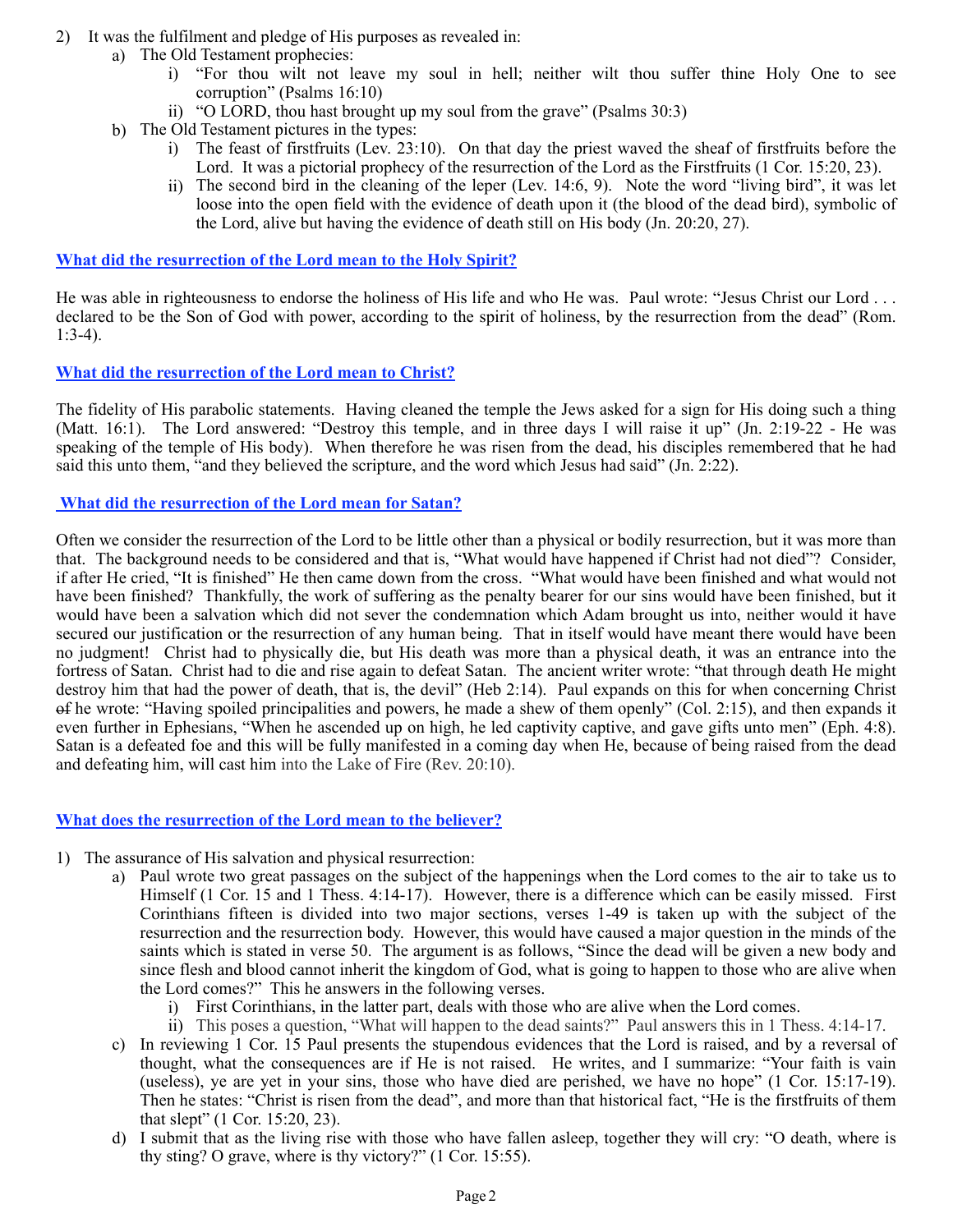2) It was the fulfilment and pledge of His purposes as revealed in:
   a) The Old Testament prophecies:
      i) "For thou wilt not leave my soul in hell; neither wilt thou suffer thine Holy One to see corruption" (Psalms 16:10)
      ii) "O LORD, thou hast brought up my soul from the grave" (Psalms 30:3)
   b) The Old Testament pictures in the types:
      i) The feast of firstfruits (Lev. 23:10). On that day the priest waved the sheaf of firstfruits before the Lord. It was a pictorial prophecy of the resurrection of the Lord as the Firstfruits (1 Cor. 15:20, 23).
      ii) The second bird in the cleaning of the leper (Lev. 14:6, 9). Note the word "living bird", it was let loose into the open field with the evidence of death upon it (the blood of the dead bird), symbolic of the Lord, alive but having the evidence of death still on His body (Jn. 20:20, 27).

### What did the resurrection of the Lord mean to the Holy Spirit?

He was able in righteousness to endorse the holiness of His life and who He was. Paul wrote: "Jesus Christ our Lord . . . declared to be the Son of God with power, according to the spirit of holiness, by the resurrection from the dead" (Rom. 1:3-4).

### What did the resurrection of the Lord mean to Christ?

The fidelity of His parabolic statements. Having cleaned the temple the Jews asked for a sign for His doing such a thing (Matt. 16:1). The Lord answered: "Destroy this temple, and in three days I will raise it up" (Jn. 2:19-22 - He was speaking of the temple of His body). When therefore he was risen from the dead, his disciples remembered that he had said this unto them, "and they believed the scripture, and the word which Jesus had said" (Jn. 2:22).

### What did the resurrection of the Lord mean for Satan?

Often we consider the resurrection of the Lord to be little other than a physical or bodily resurrection, but it was more than that. The background needs to be considered and that is, "What would have happened if Christ had not died"? Consider, if after He cried, "It is finished" He then came down from the cross. "What would have been finished and what would not have been finished? Thankfully, the work of suffering as the penalty bearer for our sins would have been finished, but it would have been a salvation which did not sever the condemnation which Adam brought us into, neither would it have secured our justification or the resurrection of any human being. That in itself would have meant there would have been no judgment! Christ had to physically die, but His death was more than a physical death, it was an entrance into the fortress of Satan. Christ had to die and rise again to defeat Satan. The ancient writer wrote: "that through death He might destroy him that had the power of death, that is, the devil" (Heb 2:14). Paul expands on this for when concerning Christ ~~of~~ he wrote: "Having spoiled principalities and powers, he made a shew of them openly" (Col. 2:15), and then expands it even further in Ephesians, "When he ascended up on high, he led captivity captive, and gave gifts unto men" (Eph. 4:8). Satan is a defeated foe and this will be fully manifested in a coming day when He, because of being raised from the dead and defeating him, will cast him into the Lake of Fire (Rev. 20:10).

### What does the resurrection of the Lord mean to the believer?

1) The assurance of His salvation and physical resurrection:
   a) Paul wrote two great passages on the subject of the happenings when the Lord comes to the air to take us to Himself (1 Cor. 15 and 1 Thess. 4:14-17). However, there is a difference which can be easily missed. First Corinthians fifteen is divided into two major sections, verses 1-49 is taken up with the subject of the resurrection and the resurrection body. However, this would have caused a major question in the minds of the saints which is stated in verse 50. The argument is as follows, "Since the dead will be given a new body and since flesh and blood cannot inherit the kingdom of God, what is going to happen to those who are alive when the Lord comes?" This he answers in the following verses.
      i) First Corinthians, in the latter part, deals with those who are alive when the Lord comes.
      ii) This poses a question, "What will happen to the dead saints?" Paul answers this in 1 Thess. 4:14-17.
   c) In reviewing 1 Cor. 15 Paul presents the stupendous evidences that the Lord is raised, and by a reversal of thought, what the consequences are if He is not raised. He writes, and I summarize: "Your faith is vain (useless), ye are yet in your sins, those who have died are perished, we have no hope" (1 Cor. 15:17-19). Then he states: "Christ is risen from the dead", and more than that historical fact, "He is the firstfruits of them that slept" (1 Cor. 15:20, 23).
   d) I submit that as the living rise with those who have fallen asleep, together they will cry: "O death, where is thy sting? O grave, where is thy victory?" (1 Cor. 15:55).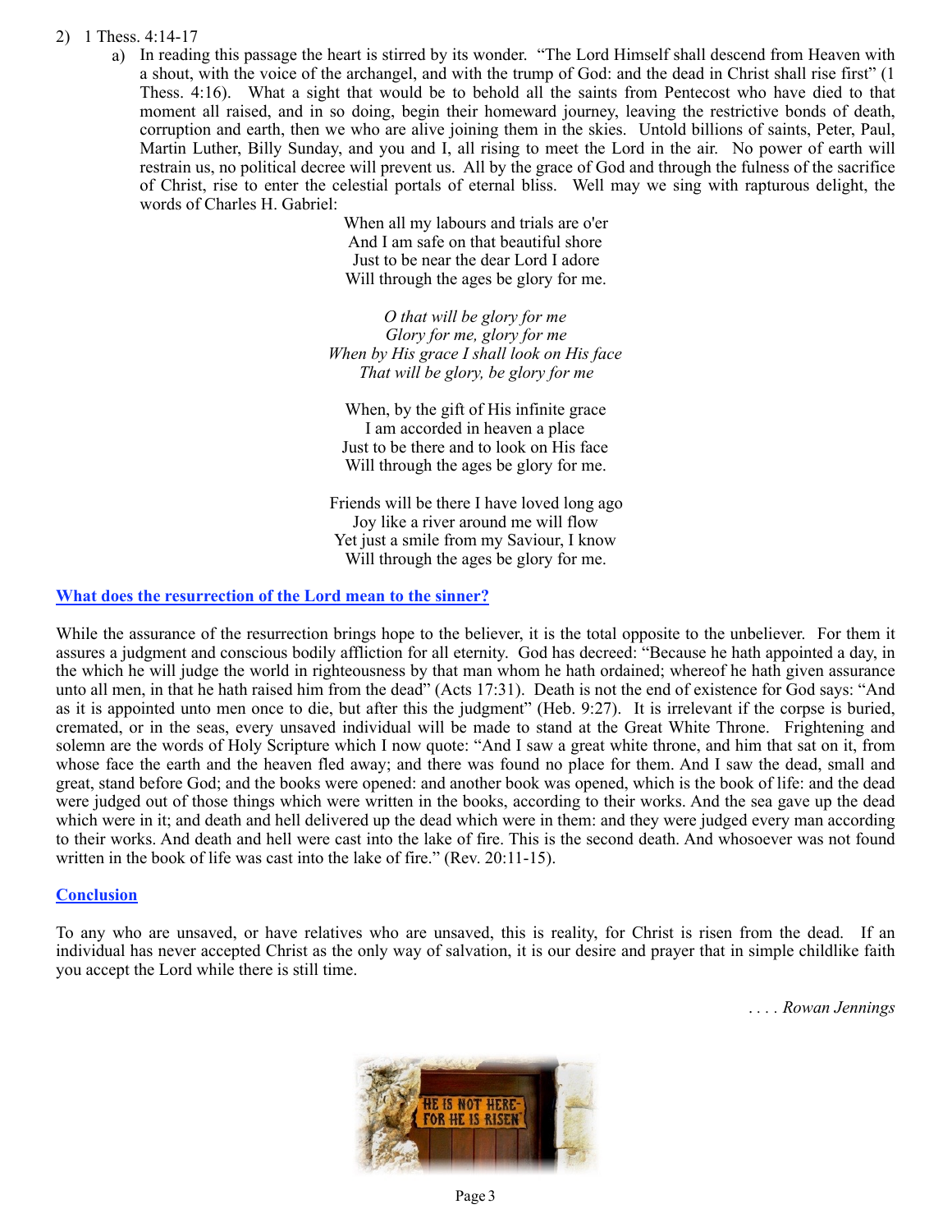2) 1 Thess. 4:14-17

   a) In reading this passage the heart is stirred by its wonder. "The Lord Himself shall descend from Heaven with a shout, with the voice of the archangel, and with the trump of God: and the dead in Christ shall rise first" (1 Thess. 4:16). What a sight that would be to behold all the saints from Pentecost who have died to that moment all raised, and in so doing, begin their homeward journey, leaving the restrictive bonds of death, corruption and earth, then we who are alive joining them in the skies. Untold billions of saints, Peter, Paul, Martin Luther, Billy Sunday, and you and I, all rising to meet the Lord in the air. No power of earth will restrain us, no political decree will prevent us. All by the grace of God and through the fulness of the sacrifice of Christ, rise to enter the celestial portals of eternal bliss. Well may we sing with rapturous delight, the words of Charles H. Gabriel:

When all my labours and trials are o'er
And I am safe on that beautiful shore
Just to be near the dear Lord I adore
Will through the ages be glory for me.

*O that will be glory for me*
*Glory for me, glory for me*
*When by His grace I shall look on His face*
*That will be glory, be glory for me*

When, by the gift of His infinite grace
I am accorded in heaven a place
Just to be there and to look on His face
Will through the ages be glory for me.

Friends will be there I have loved long ago
Joy like a river around me will flow
Yet just a smile from my Saviour, I know
Will through the ages be glory for me.

## What does the resurrection of the Lord mean to the sinner?

While the assurance of the resurrection brings hope to the believer, it is the total opposite to the unbeliever. For them it assures a judgment and conscious bodily affliction for all eternity. God has decreed: "Because he hath appointed a day, in the which he will judge the world in righteousness by that man whom he hath ordained; whereof he hath given assurance unto all men, in that he hath raised him from the dead" (Acts 17:31). Death is not the end of existence for God says: "And as it is appointed unto men once to die, but after this the judgment" (Heb. 9:27). It is irrelevant if the corpse is buried, cremated, or in the seas, every unsaved individual will be made to stand at the Great White Throne. Frightening and solemn are the words of Holy Scripture which I now quote: "And I saw a great white throne, and him that sat on it, from whose face the earth and the heaven fled away; and there was found no place for them. And I saw the dead, small and great, stand before God; and the books were opened: and another book was opened, which is the book of life: and the dead were judged out of those things which were written in the books, according to their works. And the sea gave up the dead which were in it; and death and hell delivered up the dead which were in them: and they were judged every man according to their works. And death and hell were cast into the lake of fire. This is the second death. And whosoever was not found written in the book of life was cast into the lake of fire." (Rev. 20:11-15).

## Conclusion

To any who are unsaved, or have relatives who are unsaved, this is reality, for Christ is risen from the dead. If an individual has never accepted Christ as the only way of salvation, it is our desire and prayer that in simple childlike faith you accept the Lord while there is still time.

. . . . *Rowan Jennings*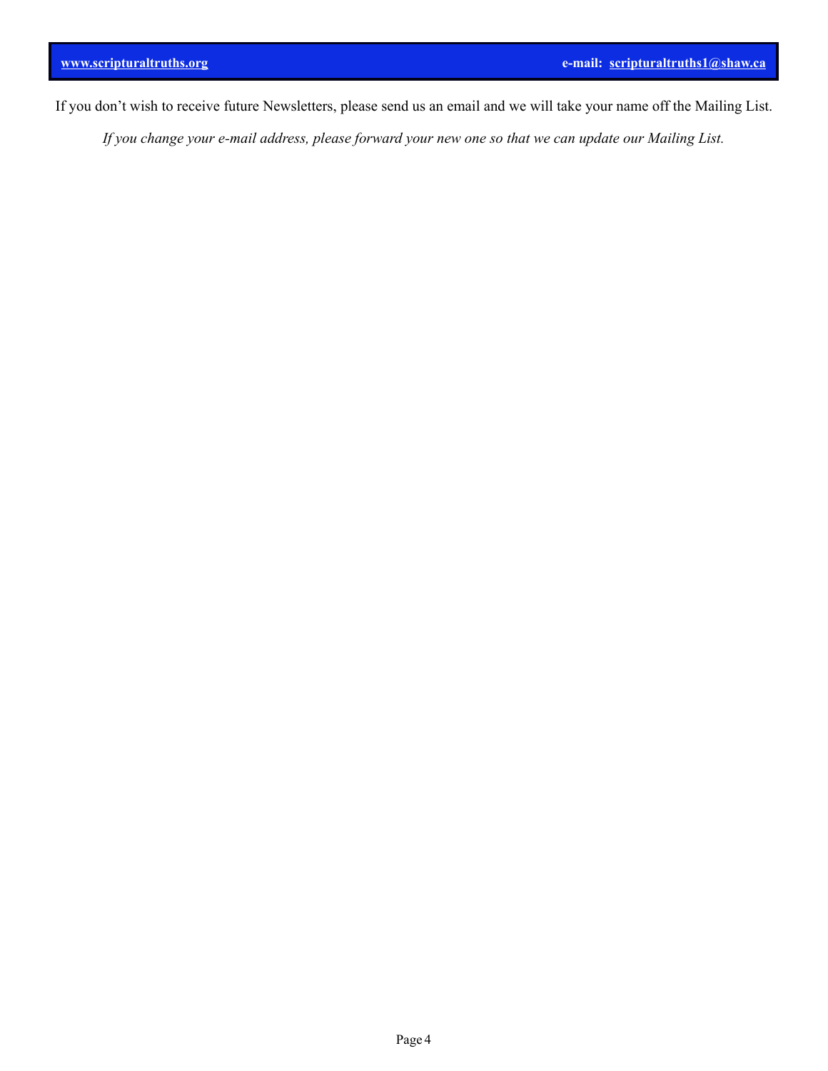**www.scripturaltruths.org** **e-mail: scripturaltruths1@shaw.ca**

If you don't wish to receive future Newsletters, please send us an email and we will take your name off the Mailing List.

*If you change your e-mail address, please forward your new one so that we can update our Mailing List.*